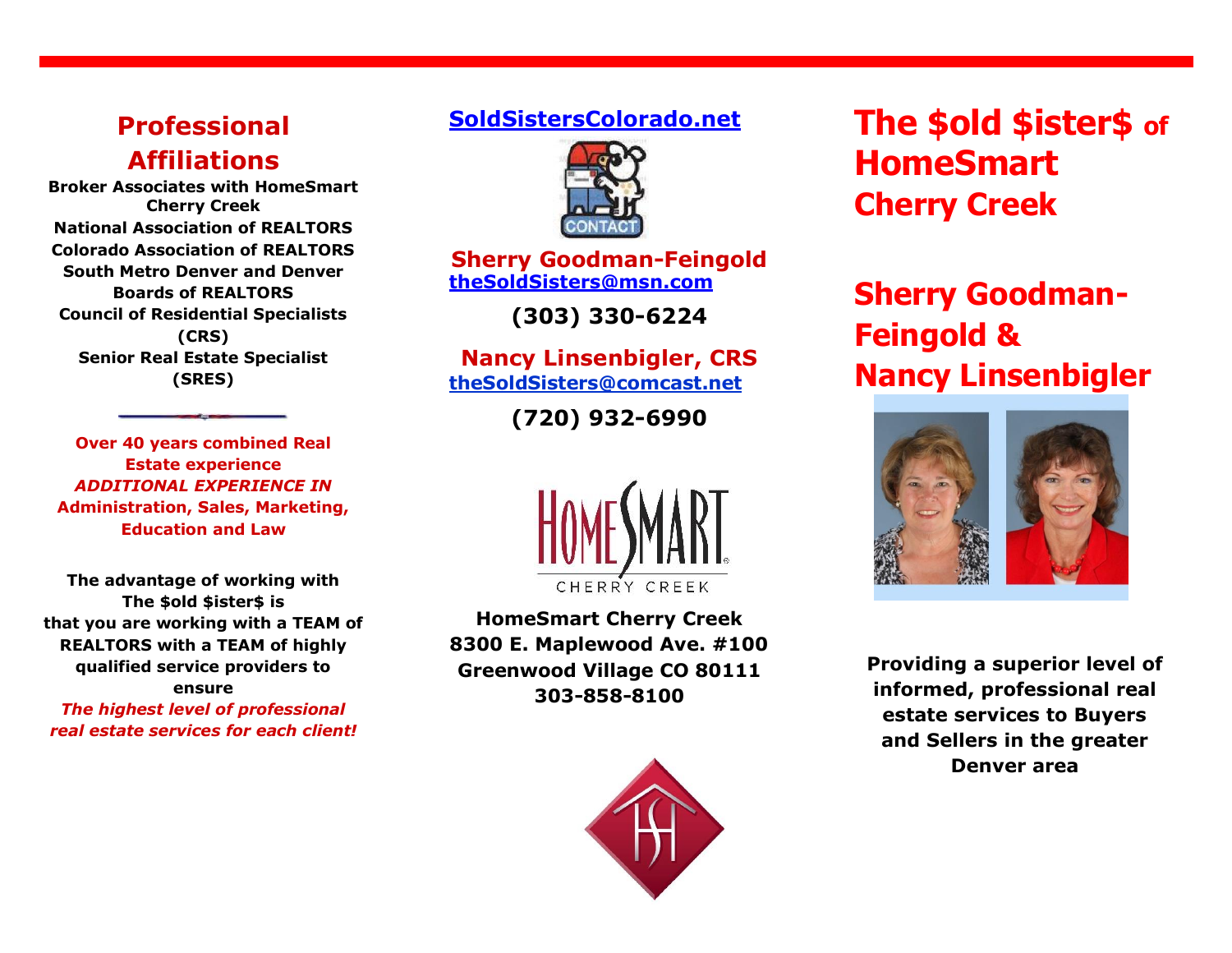## Professional Affiliations

**Broker Associates with HomeSmart Cherry Creek**
**National Association of REALTORS**
**Colorado Association of REALTORS**
**South Metro Denver and Denver Boards of REALTORS**
**Council of Residential Specialists (CRS)**
**Senior Real Estate Specialist (SRES)**

**Over 40 years combined Real Estate experience**
***ADDITIONAL EXPERIENCE IN***
**Administration, Sales, Marketing, Education and Law**

**The advantage of working with The $old $ister$ is that you are working with a TEAM of REALTORS with a TEAM of highly qualified service providers to ensure**
***The highest level of professional real estate services for each client!***

**SoldSistersColorado.net**

**Sherry Goodman-Feingold**
**theSoldSisters@msn.com**

**(303) 330-6224**

**Nancy Linsenbigler, CRS**
**theSoldSisters@comcast.net**

**(720) 932-6990**

HOMESMART
CHERRY CREEK

**HomeSmart Cherry Creek**
**8300 E. Maplewood Ave. #100**
**Greenwood Village CO 80111**
**303-858-8100**

# The $old $ister$ of HomeSmart Cherry Creek

## Sherry Goodman-Feingold & Nancy Linsenbigler

**Providing a superior level of informed, professional real estate services to Buyers and Sellers in the greater Denver area**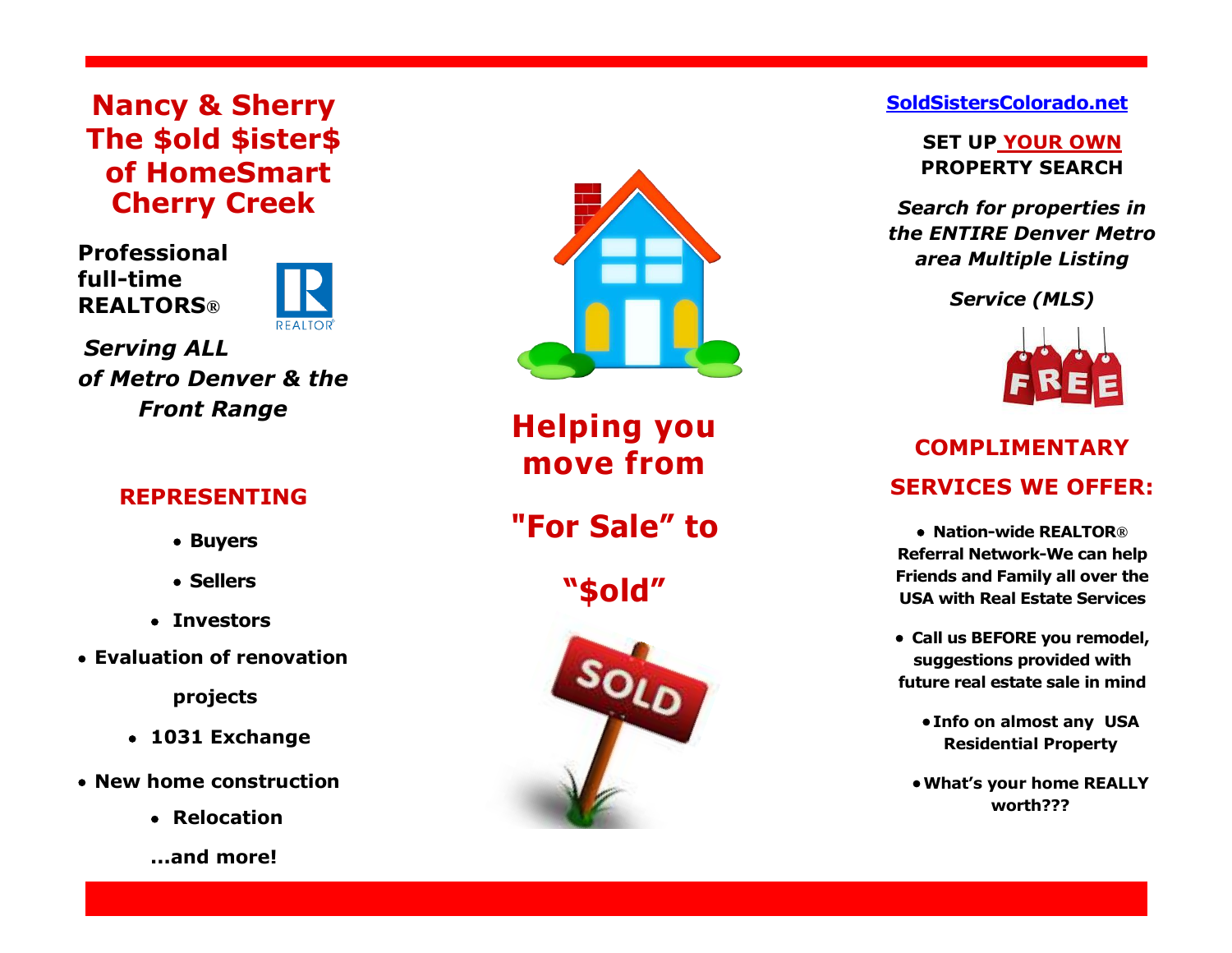# Nancy & Sherry The $old $ister$ of HomeSmart Cherry Creek

**Professional full-time REALTORS®**

***Serving ALL of Metro Denver & the Front Range***

## REPRESENTING

- **Buyers**
- **Sellers**
- **Investors**
- **Evaluation of renovation projects**
- **1031 Exchange**
- **New home construction**
- **Relocation**

**...and more!**

## Helping you move from "For Sale" to "$old"

**SoldSistersColorado.net**

**SET UP YOUR OWN PROPERTY SEARCH**

***Search for properties in the ENTIRE Denver Metro area Multiple Listing Service (MLS)***

FREE

## COMPLIMENTARY SERVICES WE OFFER:

- **Nation-wide REALTOR® Referral Network-We can help Friends and Family all over the USA with Real Estate Services**
- **Call us BEFORE you remodel, suggestions provided with future real estate sale in mind**
- **Info on almost any USA Residential Property**
- **What's your home REALLY worth???**